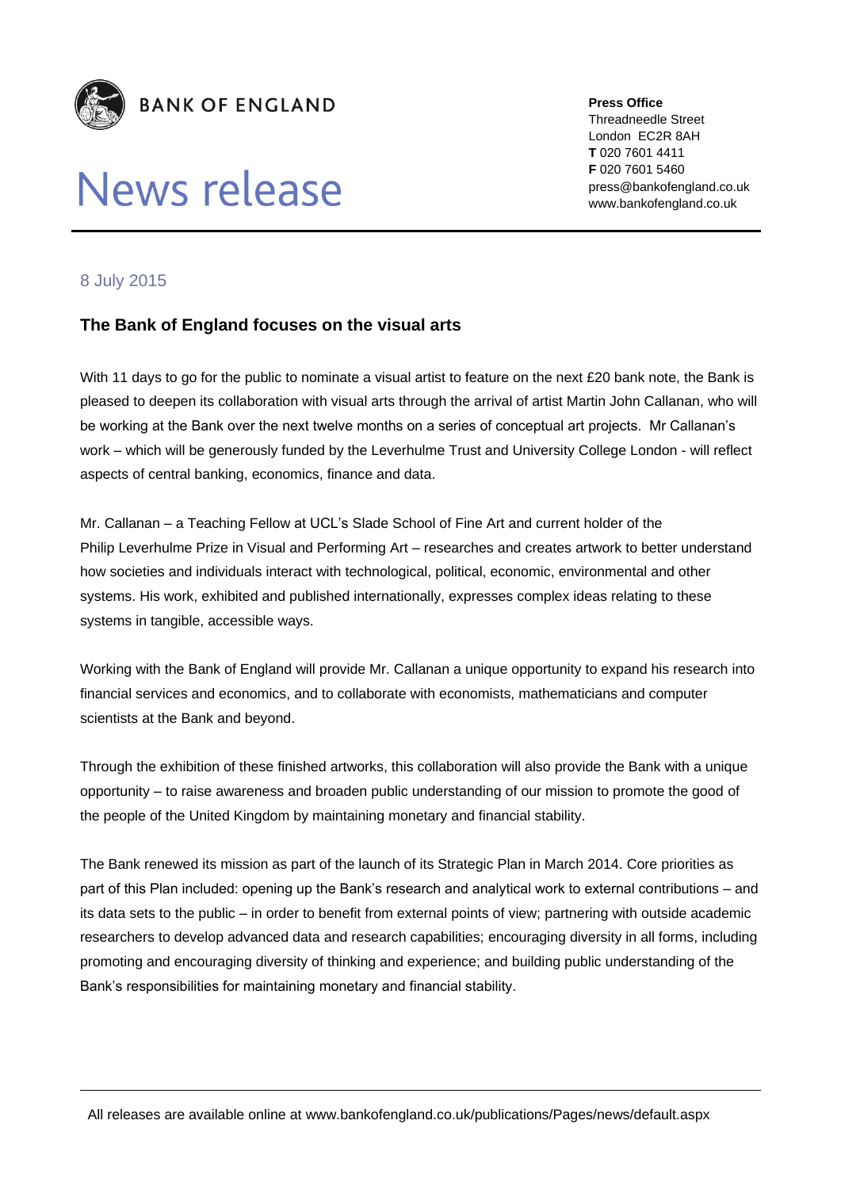**BANK OF ENGLAND**

# News release

**Press Office**
Threadneedle Street
London EC2R 8AH
**T** 020 7601 4411
**F** 020 7601 5460
press@bankofengland.co.uk
www.bankofengland.co.uk

8 July 2015

## The Bank of England focuses on the visual arts

With 11 days to go for the public to nominate a visual artist to feature on the next £20 bank note, the Bank is pleased to deepen its collaboration with visual arts through the arrival of artist Martin John Callanan, who will be working at the Bank over the next twelve months on a series of conceptual art projects. Mr Callanan's work – which will be generously funded by the Leverhulme Trust and University College London - will reflect aspects of central banking, economics, finance and data.

Mr. Callanan – a Teaching Fellow at UCL's Slade School of Fine Art and current holder of the Philip Leverhulme Prize in Visual and Performing Art – researches and creates artwork to better understand how societies and individuals interact with technological, political, economic, environmental and other systems. His work, exhibited and published internationally, expresses complex ideas relating to these systems in tangible, accessible ways.

Working with the Bank of England will provide Mr. Callanan a unique opportunity to expand his research into financial services and economics, and to collaborate with economists, mathematicians and computer scientists at the Bank and beyond.

Through the exhibition of these finished artworks, this collaboration will also provide the Bank with a unique opportunity – to raise awareness and broaden public understanding of our mission to promote the good of the people of the United Kingdom by maintaining monetary and financial stability.

The Bank renewed its mission as part of the launch of its Strategic Plan in March 2014. Core priorities as part of this Plan included: opening up the Bank's research and analytical work to external contributions – and its data sets to the public – in order to benefit from external points of view; partnering with outside academic researchers to develop advanced data and research capabilities; encouraging diversity in all forms, including promoting and encouraging diversity of thinking and experience; and building public understanding of the Bank's responsibilities for maintaining monetary and financial stability.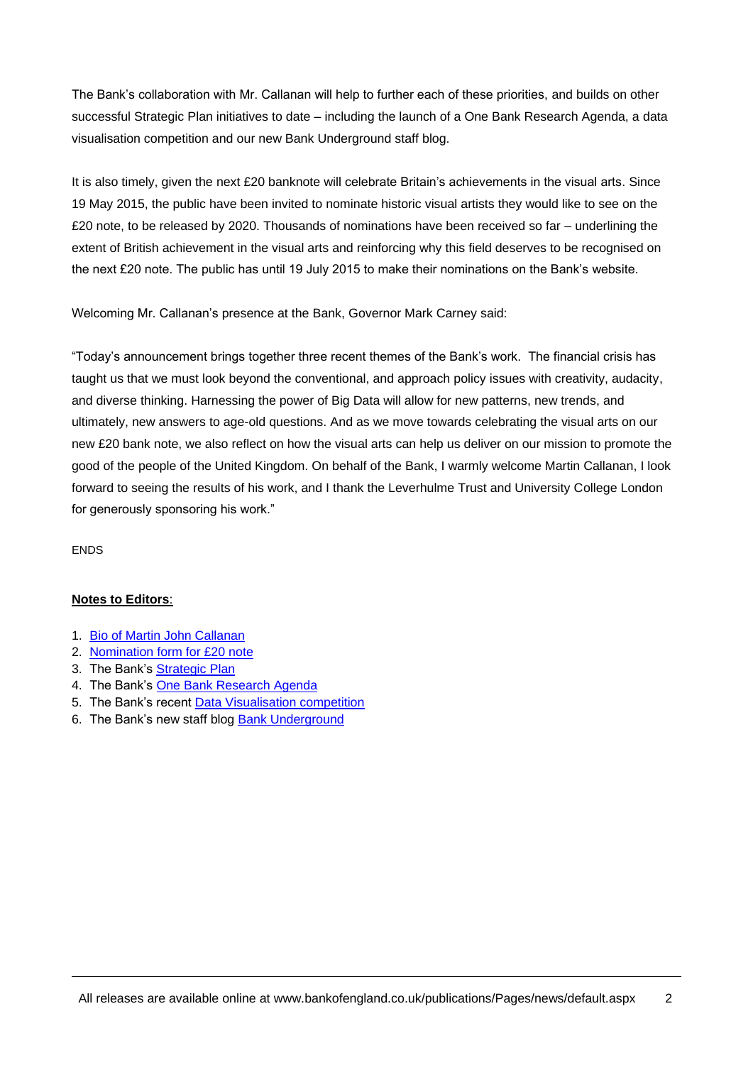The Bank's collaboration with Mr. Callanan will help to further each of these priorities, and builds on other successful Strategic Plan initiatives to date – including the launch of a One Bank Research Agenda, a data visualisation competition and our new Bank Underground staff blog.

It is also timely, given the next £20 banknote will celebrate Britain's achievements in the visual arts. Since 19 May 2015, the public have been invited to nominate historic visual artists they would like to see on the £20 note, to be released by 2020. Thousands of nominations have been received so far – underlining the extent of British achievement in the visual arts and reinforcing why this field deserves to be recognised on the next £20 note. The public has until 19 July 2015 to make their nominations on the Bank's website.

Welcoming Mr. Callanan's presence at the Bank, Governor Mark Carney said:

"Today's announcement brings together three recent themes of the Bank's work. The financial crisis has taught us that we must look beyond the conventional, and approach policy issues with creativity, audacity, and diverse thinking. Harnessing the power of Big Data will allow for new patterns, new trends, and ultimately, new answers to age-old questions. And as we move towards celebrating the visual arts on our new £20 bank note, we also reflect on how the visual arts can help us deliver on our mission to promote the good of the people of the United Kingdom. On behalf of the Bank, I warmly welcome Martin Callanan, I look forward to seeing the results of his work, and I thank the Leverhulme Trust and University College London for generously sponsoring his work."

ENDS

**Notes to Editors**:

1. Bio of Martin John Callanan
2. Nomination form for £20 note
3. The Bank's Strategic Plan
4. The Bank's One Bank Research Agenda
5. The Bank's recent Data Visualisation competition
6. The Bank's new staff blog Bank Underground

All releases are available online at www.bankofengland.co.uk/publications/Pages/news/default.aspx